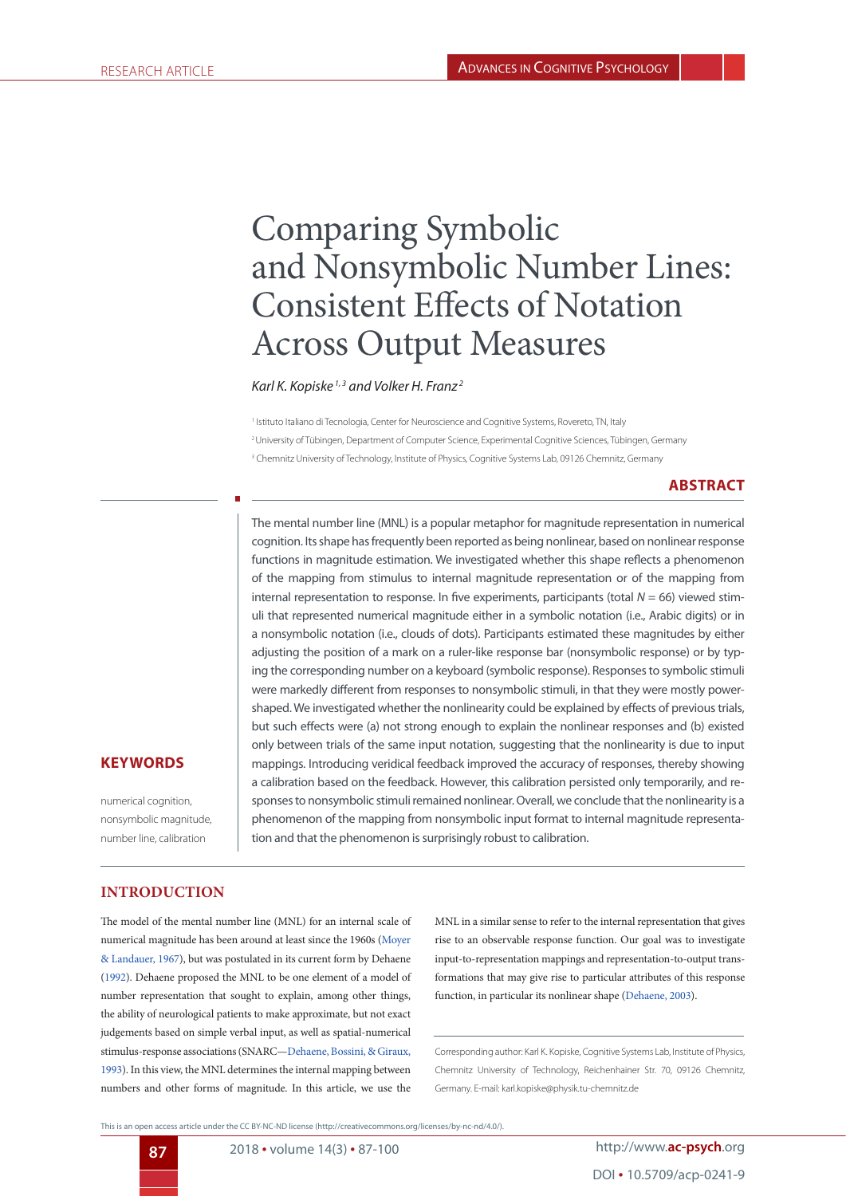RESEARCH ARTICLE

# Comparing Symbolic and Nonsymbolic Number Lines: Consistent Effects of Notation Across Output Measures

*Karl K. Kopiske [1, 3] and Volker H. Franz [2]*

[1] Istituto Italiano di Tecnologia, Center for Neuroscience and Cognitive Systems, Rovereto, TN, Italy

[2] University of Tübingen, Department of Computer Science, Experimental Cognitive Sciences, Tübingen, Germany

[3] Chemnitz University of Technology, Institute of Physics, Cognitive Systems Lab, 09126 Chemnitz, Germany

## ABSTRACT

The mental number line (MNL) is a popular metaphor for magnitude representation in numerical cognition. Its shape has frequently been reported as being nonlinear, based on nonlinear response functions in magnitude estimation. We investigated whether this shape reflects a phenomenon of the mapping from stimulus to internal magnitude representation or of the mapping from internal representation to response. In five experiments, participants (total $N$ = 66) viewed stimuli that represented numerical magnitude either in a symbolic notation (i.e., Arabic digits) or in a nonsymbolic notation (i.e., clouds of dots). Participants estimated these magnitudes by either adjusting the position of a mark on a ruler-like response bar (nonsymbolic response) or by typing the corresponding number on a keyboard (symbolic response). Responses to symbolic stimuli were markedly different from responses to nonsymbolic stimuli, in that they were mostly power-shaped. We investigated whether the nonlinearity could be explained by effects of previous trials, but such effects were (a) not strong enough to explain the nonlinear responses and (b) existed only between trials of the same input notation, suggesting that the nonlinearity is due to input mappings. Introducing veridical feedback improved the accuracy of responses, thereby showing a calibration based on the feedback. However, this calibration persisted only temporarily, and responses to nonsymbolic stimuli remained nonlinear. Overall, we conclude that the nonlinearity is a phenomenon of the mapping from nonsymbolic input format to internal magnitude representation and that the phenomenon is surprisingly robust to calibration.

## KEYWORDS

numerical cognition, nonsymbolic magnitude, number line, calibration

## INTRODUCTION

The model of the mental number line (MNL) for an internal scale of numerical magnitude has been around at least since the 1960s (Moyer & Landauer, 1967), but was postulated in its current form by Dehaene (1992). Dehaene proposed the MNL to be one element of a model of number representation that sought to explain, among other things, the ability of neurological patients to make approximate, but not exact judgements based on simple verbal input, as well as spatial-numerical stimulus-response associations (SNARC—Dehaene, Bossini, & Giraux, 1993). In this view, the MNL determines the internal mapping between numbers and other forms of magnitude. In this article, we use the MNL in a similar sense to refer to the internal representation that gives rise to an observable response function. Our goal was to investigate input-to-representation mappings and representation-to-output transformations that may give rise to particular attributes of this response function, in particular its nonlinear shape (Dehaene, 2003).

Corresponding author: Karl K. Kopiske, Cognitive Systems Lab, Institute of Physics, Chemnitz University of Technology, Reichenhainer Str. 70, 09126 Chemnitz, Germany. E-mail: karl.kopiske@physik.tu-chemnitz.de

This is an open access article under the CC BY-NC-ND license (http://creativecommons.org/licenses/by-nc-nd/4.0/).

DOI • 10.5709/acp-0241-9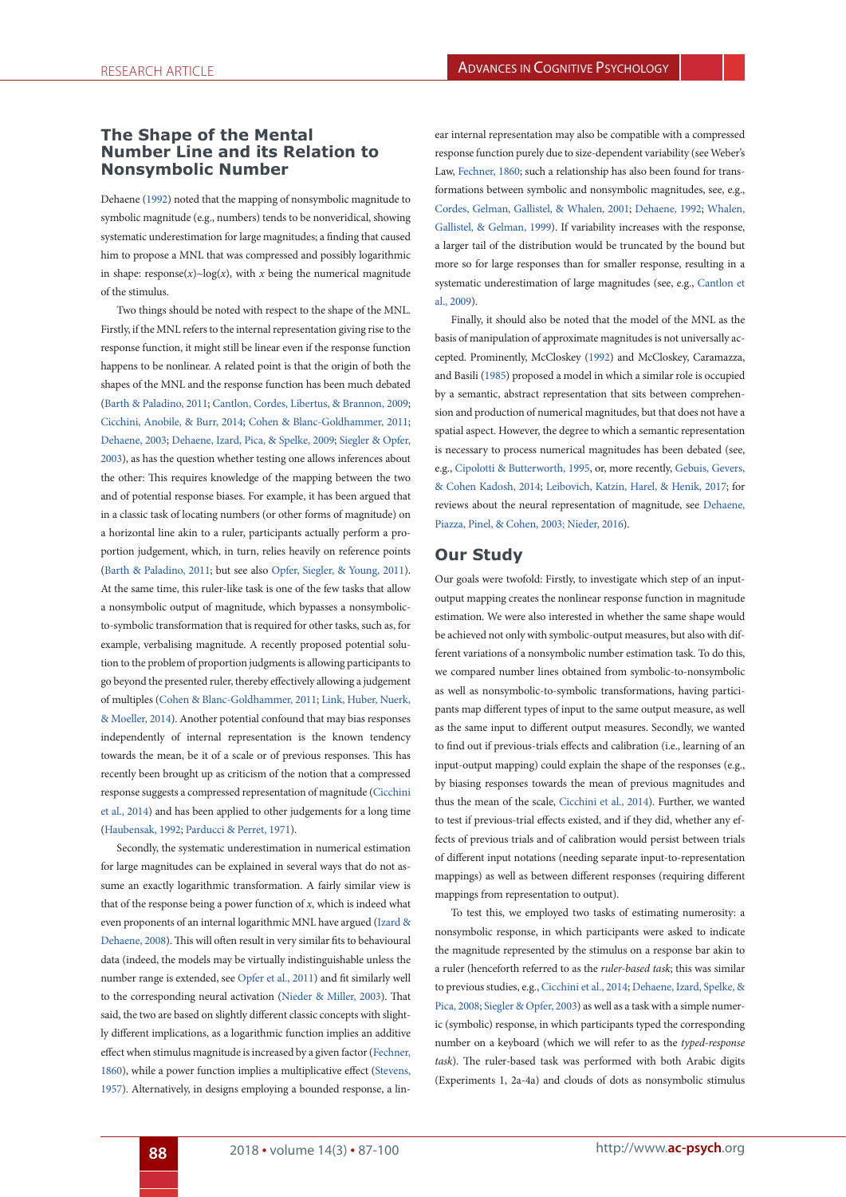## The Shape of the Mental Number Line and its Relation to Nonsymbolic Number

Dehaene (1992) noted that the mapping of nonsymbolic magnitude to symbolic magnitude (e.g., numbers) tends to be nonveridical, showing systematic underestimation for large magnitudes; a finding that caused him to propose a MNL that was compressed and possibly logarithmic in shape: response($x$)~log($x$), with $x$ being the numerical magnitude of the stimulus.

Two things should be noted with respect to the shape of the MNL. Firstly, if the MNL refers to the internal representation giving rise to the response function, it might still be linear even if the response function happens to be nonlinear. A related point is that the origin of both the shapes of the MNL and the response function has been much debated (Barth & Paladino, 2011; Cantlon, Cordes, Libertus, & Brannon, 2009; Cicchini, Anobile, & Burr, 2014; Cohen & Blanc-Goldhammer, 2011; Dehaene, 2003; Dehaene, Izard, Pica, & Spelke, 2009; Siegler & Opfer, 2003), as has the question whether testing one allows inferences about the other: This requires knowledge of the mapping between the two and of potential response biases. For example, it has been argued that in a classic task of locating numbers (or other forms of magnitude) on a horizontal line akin to a ruler, participants actually perform a proportion judgement, which, in turn, relies heavily on reference points (Barth & Paladino, 2011; but see also Opfer, Siegler, & Young, 2011). At the same time, this ruler-like task is one of the few tasks that allow a nonsymbolic output of magnitude, which bypasses a nonsymbolic-to-symbolic transformation that is required for other tasks, such as, for example, verbalising magnitude. A recently proposed potential solution to the problem of proportion judgments is allowing participants to go beyond the presented ruler, thereby effectively allowing a judgement of multiples (Cohen & Blanc-Goldhammer, 2011; Link, Huber, Nuerk, & Moeller, 2014). Another potential confound that may bias responses independently of internal representation is the known tendency towards the mean, be it of a scale or of previous responses. This has recently been brought up as criticism of the notion that a compressed response suggests a compressed representation of magnitude (Cicchini et al., 2014) and has been applied to other judgements for a long time (Haubensak, 1992; Parducci & Perret, 1971).

Secondly, the systematic underestimation in numerical estimation for large magnitudes can be explained in several ways that do not assume an exactly logarithmic transformation. A fairly similar view is that of the response being a power function of $x$, which is indeed what even proponents of an internal logarithmic MNL have argued (Izard & Dehaene, 2008). This will often result in very similar fits to behavioural data (indeed, the models may be virtually indistinguishable unless the number range is extended, see Opfer et al., 2011) and fit similarly well to the corresponding neural activation (Nieder & Miller, 2003). That said, the two are based on slightly different classic concepts with slightly different implications, as a logarithmic function implies an additive effect when stimulus magnitude is increased by a given factor (Fechner, 1860), while a power function implies a multiplicative effect (Stevens, 1957). Alternatively, in designs employing a bounded response, a linear internal representation may also be compatible with a compressed response function purely due to size-dependent variability (see Weber's Law, Fechner, 1860; such a relationship has also been found for transformations between symbolic and nonsymbolic magnitudes, see, e.g., Cordes, Gelman, Gallistel, & Whalen, 2001; Dehaene, 1992; Whalen, Gallistel, & Gelman, 1999). If variability increases with the response, a larger tail of the distribution would be truncated by the bound but more so for large responses than for smaller response, resulting in a systematic underestimation of large magnitudes (see, e.g., Cantlon et al., 2009).

Finally, it should also be noted that the model of the MNL as the basis of manipulation of approximate magnitudes is not universally accepted. Prominently, McCloskey (1992) and McCloskey, Caramazza, and Basili (1985) proposed a model in which a similar role is occupied by a semantic, abstract representation that sits between comprehension and production of numerical magnitudes, but that does not have a spatial aspect. However, the degree to which a semantic representation is necessary to process numerical magnitudes has been debated (see, e.g., Cipolotti & Butterworth, 1995, or, more recently, Gebuis, Gevers, & Cohen Kadosh, 2014; Leibovich, Katzin, Harel, & Henik, 2017; for reviews about the neural representation of magnitude, see Dehaene, Piazza, Pinel, & Cohen, 2003; Nieder, 2016).

## Our Study

Our goals were twofold: Firstly, to investigate which step of an input-output mapping creates the nonlinear response function in magnitude estimation. We were also interested in whether the same shape would be achieved not only with symbolic-output measures, but also with different variations of a nonsymbolic number estimation task. To do this, we compared number lines obtained from symbolic-to-nonsymbolic as well as nonsymbolic-to-symbolic transformations, having participants map different types of input to the same output measure, as well as the same input to different output measures. Secondly, we wanted to find out if previous-trials effects and calibration (i.e., learning of an input-output mapping) could explain the shape of the responses (e.g., by biasing responses towards the mean of previous magnitudes and thus the mean of the scale, Cicchini et al., 2014). Further, we wanted to test if previous-trial effects existed, and if they did, whether any effects of previous trials and of calibration would persist between trials of different input notations (needing separate input-to-representation mappings) as well as between different responses (requiring different mappings from representation to output).

To test this, we employed two tasks of estimating numerosity: a nonsymbolic response, in which participants were asked to indicate the magnitude represented by the stimulus on a response bar akin to a ruler (henceforth referred to as the *ruler-based task*; this was similar to previous studies, e.g., Cicchini et al., 2014; Dehaene, Izard, Spelke, & Pica, 2008; Siegler & Opfer, 2003) as well as a task with a simple numeric (symbolic) response, in which participants typed the corresponding number on a keyboard (which we will refer to as the *typed-response task*). The ruler-based task was performed with both Arabic digits (Experiments 1, 2a-4a) and clouds of dots as nonsymbolic stimulus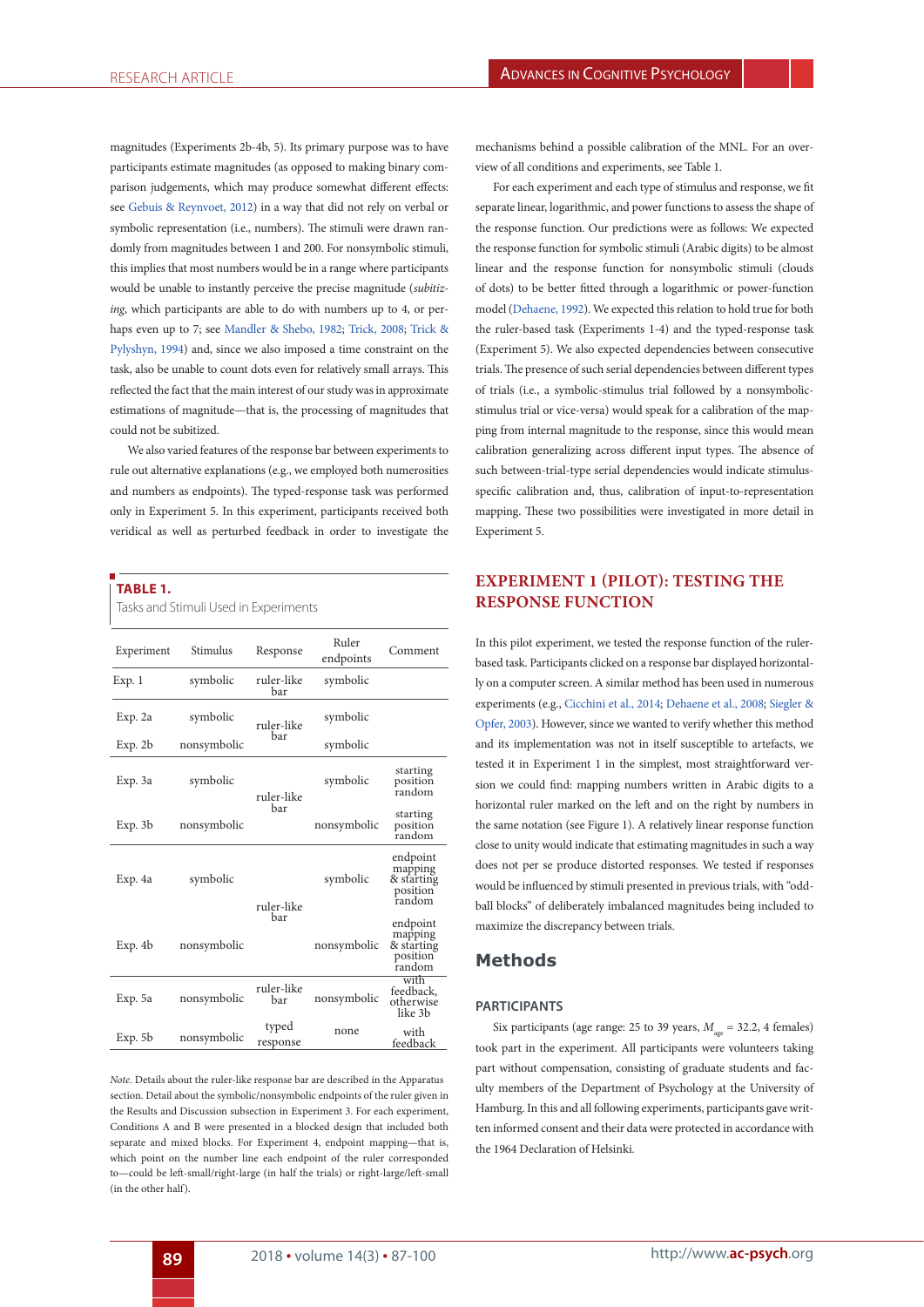magnitudes (Experiments 2b-4b, 5). Its primary purpose was to have participants estimate magnitudes (as opposed to making binary comparison judgements, which may produce somewhat different effects: see Gebuis & Reynvoet, 2012) in a way that did not rely on verbal or symbolic representation (i.e., numbers). The stimuli were drawn randomly from magnitudes between 1 and 200. For nonsymbolic stimuli, this implies that most numbers would be in a range where participants would be unable to instantly perceive the precise magnitude (*subitizing*, which participants are able to do with numbers up to 4, or perhaps even up to 7; see Mandler & Shebo, 1982; Trick, 2008; Trick & Pylyshyn, 1994) and, since we also imposed a time constraint on the task, also be unable to count dots even for relatively small arrays. This reflected the fact that the main interest of our study was in approximate estimations of magnitude—that is, the processing of magnitudes that could not be subitized.

We also varied features of the response bar between experiments to rule out alternative explanations (e.g., we employed both numerosities and numbers as endpoints). The typed-response task was performed only in Experiment 5. In this experiment, participants received both veridical as well as perturbed feedback in order to investigate the mechanisms behind a possible calibration of the MNL. For an overview of all conditions and experiments, see Table 1.

For each experiment and each type of stimulus and response, we fit separate linear, logarithmic, and power functions to assess the shape of the response function. Our predictions were as follows: We expected the response function for symbolic stimuli (Arabic digits) to be almost linear and the response function for nonsymbolic stimuli (clouds of dots) to be better fitted through a logarithmic or power-function model (Dehaene, 1992). We expected this relation to hold true for both the ruler-based task (Experiments 1-4) and the typed-response task (Experiment 5). We also expected dependencies between consecutive trials. The presence of such serial dependencies between different types of trials (i.e., a symbolic-stimulus trial followed by a nonsymbolic-stimulus trial or vice-versa) would speak for a calibration of the mapping from internal magnitude to the response, since this would mean calibration generalizing across different input types. The absence of such between-trial-type serial dependencies would indicate stimulus-specific calibration and, thus, calibration of input-to-representation mapping. These two possibilities were investigated in more detail in Experiment 5.

**TABLE 1.**
Tasks and Stimuli Used in Experiments

| Experiment | Stimulus | Response | Ruler endpoints | Comment |
|---|---|---|---|---|
| Exp. 1 | symbolic | ruler-like bar | symbolic | |
| Exp. 2a | symbolic | ruler-like bar | symbolic | |
| Exp. 2b | nonsymbolic | ruler-like bar | symbolic | |
| Exp. 3a | symbolic | ruler-like bar | symbolic | starting position random |
| Exp. 3b | nonsymbolic | ruler-like bar | nonsymbolic | starting position random |
| Exp. 4a | symbolic | ruler-like bar | symbolic | endpoint mapping & starting position random |
| Exp. 4b | nonsymbolic | ruler-like bar | nonsymbolic | endpoint mapping & starting position random |
| Exp. 5a | nonsymbolic | ruler-like bar | nonsymbolic | with feedback, otherwise like 3b |
| Exp. 5b | nonsymbolic | typed response | none | with feedback |

*Note*. Details about the ruler-like response bar are described in the Apparatus section. Detail about the symbolic/nonsymbolic endpoints of the ruler given in the Results and Discussion subsection in Experiment 3. For each experiment, Conditions A and B were presented in a blocked design that included both separate and mixed blocks. For Experiment 4, endpoint mapping—that is, which point on the number line each endpoint of the ruler corresponded to—could be left-small/right-large (in half the trials) or right-large/left-small (in the other half).

## EXPERIMENT 1 (PILOT): TESTING THE RESPONSE FUNCTION

In this pilot experiment, we tested the response function of the ruler-based task. Participants clicked on a response bar displayed horizontally on a computer screen. A similar method has been used in numerous experiments (e.g., Cicchini et al., 2014; Dehaene et al., 2008; Siegler & Opfer, 2003). However, since we wanted to verify whether this method and its implementation was not in itself susceptible to artefacts, we tested it in Experiment 1 in the simplest, most straightforward version we could find: mapping numbers written in Arabic digits to a horizontal ruler marked on the left and on the right by numbers in the same notation (see Figure 1). A relatively linear response function close to unity would indicate that estimating magnitudes in such a way does not per se produce distorted responses. We tested if responses would be influenced by stimuli presented in previous trials, with "oddball blocks" of deliberately imbalanced magnitudes being included to maximize the discrepancy between trials.

### Methods

#### PARTICIPANTS

Six participants (age range: 25 to 39 years, $M_{age}$ = 32.2, 4 females) took part in the experiment. All participants were volunteers taking part without compensation, consisting of graduate students and faculty members of the Department of Psychology at the University of Hamburg. In this and all following experiments, participants gave written informed consent and their data were protected in accordance with the 1964 Declaration of Helsinki.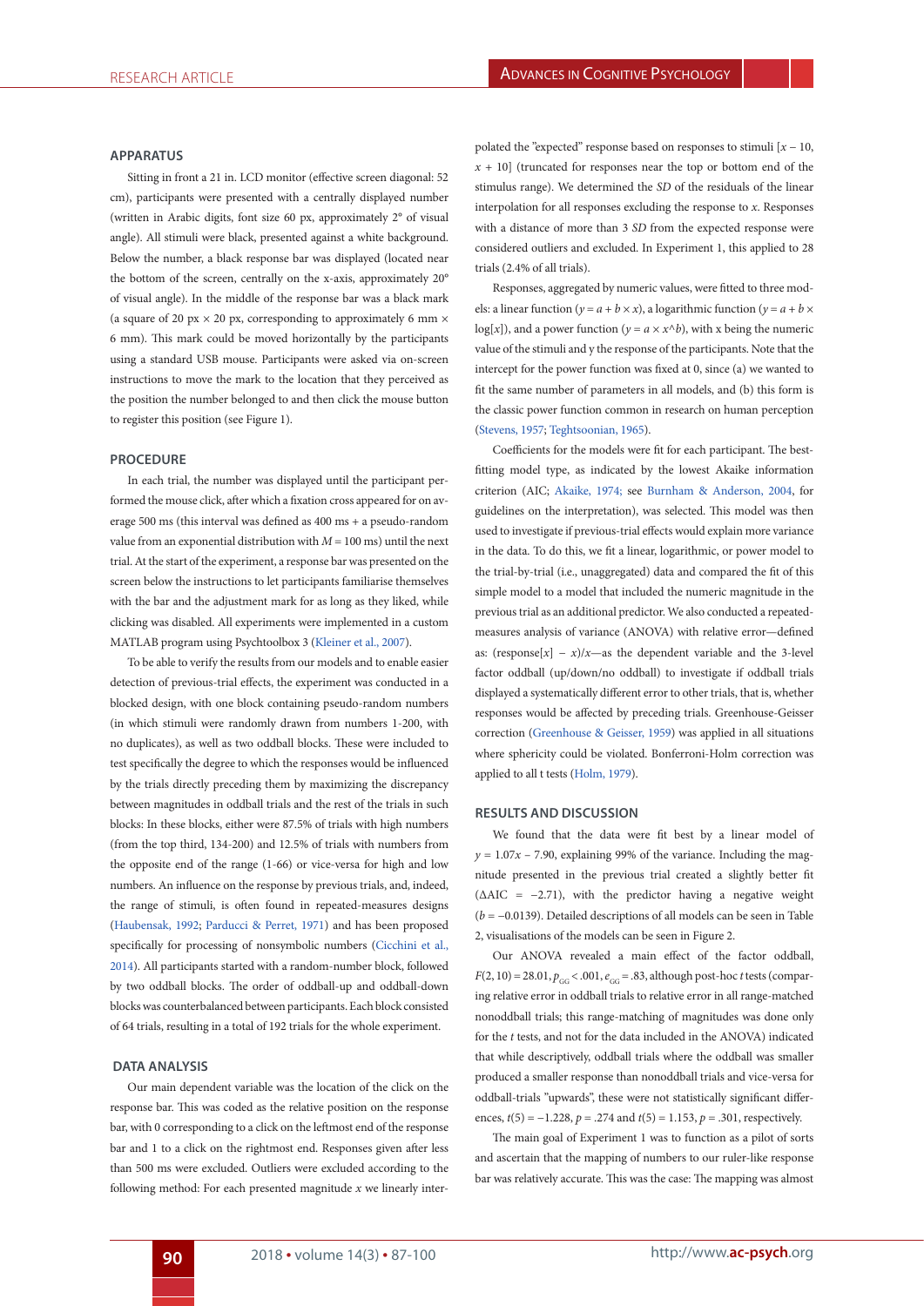### APPARATUS

Sitting in front a 21 in. LCD monitor (effective screen diagonal: 52 cm), participants were presented with a centrally displayed number (written in Arabic digits, font size 60 px, approximately 2° of visual angle). All stimuli were black, presented against a white background. Below the number, a black response bar was displayed (located near the bottom of the screen, centrally on the x-axis, approximately 20° of visual angle). In the middle of the response bar was a black mark (a square of 20 px × 20 px, corresponding to approximately 6 mm × 6 mm). This mark could be moved horizontally by the participants using a standard USB mouse. Participants were asked via on-screen instructions to move the mark to the location that they perceived as the position the number belonged to and then click the mouse button to register this position (see Figure 1).

### PROCEDURE

In each trial, the number was displayed until the participant performed the mouse click, after which a fixation cross appeared for on average 500 ms (this interval was defined as 400 ms + a pseudo-random value from an exponential distribution with $M = 100$ ms) until the next trial. At the start of the experiment, a response bar was presented on the screen below the instructions to let participants familiarise themselves with the bar and the adjustment mark for as long as they liked, while clicking was disabled. All experiments were implemented in a custom MATLAB program using Psychtoolbox 3 (Kleiner et al., 2007).

To be able to verify the results from our models and to enable easier detection of previous-trial effects, the experiment was conducted in a blocked design, with one block containing pseudo-random numbers (in which stimuli were randomly drawn from numbers 1-200, with no duplicates), as well as two oddball blocks. These were included to test specifically the degree to which the responses would be influenced by the trials directly preceding them by maximizing the discrepancy between magnitudes in oddball trials and the rest of the trials in such blocks: In these blocks, either were 87.5% of trials with high numbers (from the top third, 134-200) and 12.5% of trials with numbers from the opposite end of the range (1-66) or vice-versa for high and low numbers. An influence on the response by previous trials, and, indeed, the range of stimuli, is often found in repeated-measures designs (Haubensak, 1992; Parducci & Perret, 1971) and has been proposed specifically for processing of nonsymbolic numbers (Cicchini et al., 2014). All participants started with a random-number block, followed by two oddball blocks. The order of oddball-up and oddball-down blocks was counterbalanced between participants. Each block consisted of 64 trials, resulting in a total of 192 trials for the whole experiment.

### DATA ANALYSIS

Our main dependent variable was the location of the click on the response bar. This was coded as the relative position on the response bar, with 0 corresponding to a click on the leftmost end of the response bar and 1 to a click on the rightmost end. Responses given after less than 500 ms were excluded. Outliers were excluded according to the following method: For each presented magnitude $x$ we linearly interpolated the "expected" response based on responses to stimuli $[x - 10, x + 10]$ (truncated for responses near the top or bottom end of the stimulus range). We determined the *SD* of the residuals of the linear interpolation for all responses excluding the response to $x$. Responses with a distance of more than 3 *SD* from the expected response were considered outliers and excluded. In Experiment 1, this applied to 28 trials (2.4% of all trials).

Responses, aggregated by numeric values, were fitted to three models: a linear function ($y = a + b \times x$), a logarithmic function ($y = a + b \times \log[x]$), and a power function ($y = a \times x$^$b$), with x being the numeric value of the stimuli and y the response of the participants. Note that the intercept for the power function was fixed at 0, since (a) we wanted to fit the same number of parameters in all models, and (b) this form is the classic power function common in research on human perception (Stevens, 1957; Teghtsoonian, 1965).

Coefficients for the models were fit for each participant. The best-fitting model type, as indicated by the lowest Akaike information criterion (AIC; Akaike, 1974; see Burnham & Anderson, 2004, for guidelines on the interpretation), was selected. This model was then used to investigate if previous-trial effects would explain more variance in the data. To do this, we fit a linear, logarithmic, or power model to the trial-by-trial (i.e., unaggregated) data and compared the fit of this simple model to a model that included the numeric magnitude in the previous trial as an additional predictor. We also conducted a repeated-measures analysis of variance (ANOVA) with relative error—defined as: (response$[x] - x)/x$—as the dependent variable and the 3-level factor oddball (up/down/no oddball) to investigate if oddball trials displayed a systematically different error to other trials, that is, whether responses would be affected by preceding trials. Greenhouse-Geisser correction (Greenhouse & Geisser, 1959) was applied in all situations where sphericity could be violated. Bonferroni-Holm correction was applied to all t tests (Holm, 1979).

### RESULTS AND DISCUSSION

We found that the data were fit best by a linear model of $y = 1.07x - 7.90$, explaining 99% of the variance. Including the magnitude presented in the previous trial created a slightly better fit ($\Delta$AIC = −2.71), with the predictor having a negative weight ($b = -0.0139$). Detailed descriptions of all models can be seen in Table 2, visualisations of the models can be seen in Figure 2.

Our ANOVA revealed a main effect of the factor oddball, $F(2, 10) = 28.01, p_{GG} < .001, \varepsilon_{GG} = .83$, although post-hoc *t* tests (comparing relative error in oddball trials to relative error in all range-matched nonoddball trials; this range-matching of magnitudes was done only for the *t* tests, and not for the data included in the ANOVA) indicated that while descriptively, oddball trials where the oddball was smaller produced a smaller response than nonoddball trials and vice-versa for oddball-trials "upwards", these were not statistically significant differences, $t(5) = -1.228, p = .274$ and $t(5) = 1.153, p = .301$, respectively.

The main goal of Experiment 1 was to function as a pilot of sorts and ascertain that the mapping of numbers to our ruler-like response bar was relatively accurate. This was the case: The mapping was almost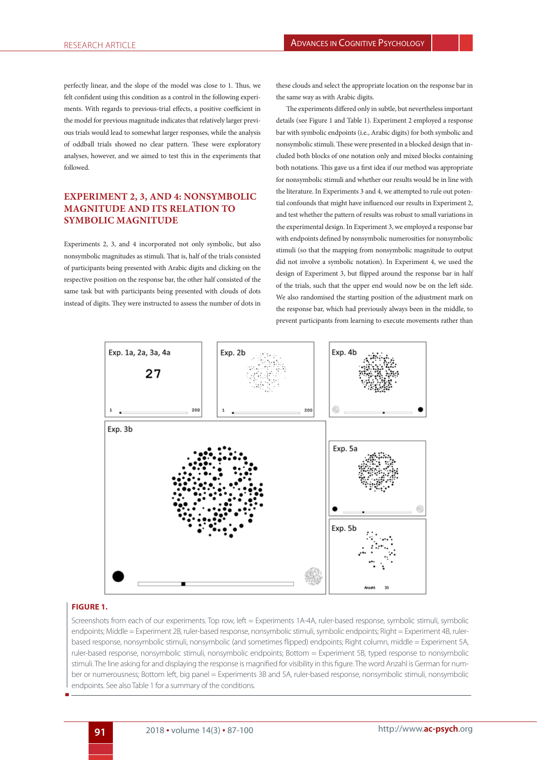perfectly linear, and the slope of the model was close to 1. Thus, we felt confident using this condition as a control in the following experiments. With regards to previous-trial effects, a positive coefficient in the model for previous magnitude indicates that relatively larger previous trials would lead to somewhat larger responses, while the analysis of oddball trials showed no clear pattern. These were exploratory analyses, however, and we aimed to test this in the experiments that followed.

## EXPERIMENT 2, 3, AND 4: NONSYMBOLIC MAGNITUDE AND ITS RELATION TO SYMBOLIC MAGNITUDE

Experiments 2, 3, and 4 incorporated not only symbolic, but also nonsymbolic magnitudes as stimuli. That is, half of the trials consisted of participants being presented with Arabic digits and clicking on the respective position on the response bar, the other half consisted of the same task but with participants being presented with clouds of dots instead of digits. They were instructed to assess the number of dots in these clouds and select the appropriate location on the response bar in the same way as with Arabic digits.

The experiments differed only in subtle, but nevertheless important details (see Figure 1 and Table 1). Experiment 2 employed a response bar with symbolic endpoints (i.e., Arabic digits) for both symbolic and nonsymbolic stimuli. These were presented in a blocked design that included both blocks of one notation only and mixed blocks containing both notations. This gave us a first idea if our method was appropriate for nonsymbolic stimuli and whether our results would be in line with the literature. In Experiments 3 and 4, we attempted to rule out potential confounds that might have influenced our results in Experiment 2, and test whether the pattern of results was robust to small variations in the experimental design. In Experiment 3, we employed a response bar with endpoints defined by nonsymbolic numerosities for nonsymbolic stimuli (so that the mapping from nonsymbolic magnitude to output did not involve a symbolic notation). In Experiment 4, we used the design of Experiment 3, but flipped around the response bar in half of the trials, such that the upper end would now be on the left side. We also randomised the starting position of the adjustment mark on the response bar, which had previously always been in the middle, to prevent participants from learning to execute movements rather than

**FIGURE 1.**

Screenshots from each of our experiments. Top row, left = Experiments 1A-4A, ruler-based response, symbolic stimuli, symbolic endpoints; Middle = Experiment 2B, ruler-based response, nonsymbolic stimuli, symbolic endpoints; Right = Experiment 4B, ruler-based response, nonsymbolic stimuli, nonsymbolic (and sometimes flipped) endpoints; Right column, middle = Experiment 5A, ruler-based response, nonsymbolic stimuli, nonsymbolic endpoints; Bottom = Experiment 5B, typed response to nonsymbolic stimuli. The line asking for and displaying the response is magnified for visibility in this figure. The word Anzahl is German for number or numerousness; Bottom left, big panel = Experiments 3B and 5A, ruler-based response, nonsymbolic stimuli, nonsymbolic endpoints. See also Table 1 for a summary of the conditions.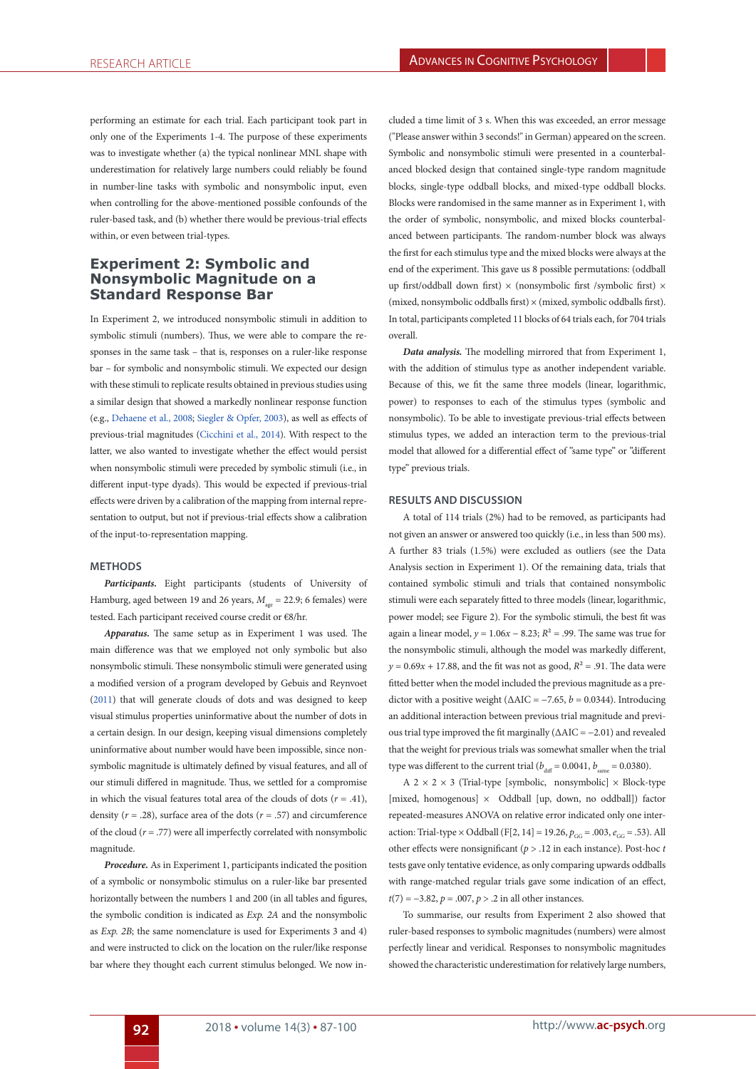performing an estimate for each trial. Each participant took part in only one of the Experiments 1-4. The purpose of these experiments was to investigate whether (a) the typical nonlinear MNL shape with underestimation for relatively large numbers could reliably be found in number-line tasks with symbolic and nonsymbolic input, even when controlling for the above-mentioned possible confounds of the ruler-based task, and (b) whether there would be previous-trial effects within, or even between trial-types.

## Experiment 2: Symbolic and Nonsymbolic Magnitude on a Standard Response Bar

In Experiment 2, we introduced nonsymbolic stimuli in addition to symbolic stimuli (numbers). Thus, we were able to compare the responses in the same task – that is, responses on a ruler-like response bar – for symbolic and nonsymbolic stimuli. We expected our design with these stimuli to replicate results obtained in previous studies using a similar design that showed a markedly nonlinear response function (e.g., Dehaene et al., 2008; Siegler & Opfer, 2003), as well as effects of previous-trial magnitudes (Cicchini et al., 2014). With respect to the latter, we also wanted to investigate whether the effect would persist when nonsymbolic stimuli were preceded by symbolic stimuli (i.e., in different input-type dyads). This would be expected if previous-trial effects were driven by a calibration of the mapping from internal representation to output, but not if previous-trial effects show a calibration of the input-to-representation mapping.

### METHODS

***Participants.*** Eight participants (students of University of Hamburg, aged between 19 and 26 years, $M_{age}$ = 22.9; 6 females) were tested. Each participant received course credit or €8/hr.

***Apparatus.*** The same setup as in Experiment 1 was used. The main difference was that we employed not only symbolic but also nonsymbolic stimuli. These nonsymbolic stimuli were generated using a modified version of a program developed by Gebuis and Reynvoet (2011) that will generate clouds of dots and was designed to keep visual stimulus properties uninformative about the number of dots in a certain design. In our design, keeping visual dimensions completely uninformative about number would have been impossible, since nonsymbolic magnitude is ultimately defined by visual features, and all of our stimuli differed in magnitude. Thus, we settled for a compromise in which the visual features total area of the clouds of dots ($r$ = .41), density ($r$ = .28), surface area of the dots ($r$ = .57) and circumference of the cloud ($r$ = .77) were all imperfectly correlated with nonsymbolic magnitude.

***Procedure.*** As in Experiment 1, participants indicated the position of a symbolic or nonsymbolic stimulus on a ruler-like bar presented horizontally between the numbers 1 and 200 (in all tables and figures, the symbolic condition is indicated as *Exp. 2A* and the nonsymbolic as *Exp. 2B*; the same nomenclature is used for Experiments 3 and 4) and were instructed to click on the location on the ruler/like response bar where they thought each current stimulus belonged. We now included a time limit of 3 s. When this was exceeded, an error message ("Please answer within 3 seconds!" in German) appeared on the screen. Symbolic and nonsymbolic stimuli were presented in a counterbalanced blocked design that contained single-type random magnitude blocks, single-type oddball blocks, and mixed-type oddball blocks. Blocks were randomised in the same manner as in Experiment 1, with the order of symbolic, nonsymbolic, and mixed blocks counterbalanced between participants. The random-number block was always the first for each stimulus type and the mixed blocks were always at the end of the experiment. This gave us 8 possible permutations: (oddball up first/oddball down first) × (nonsymbolic first /symbolic first) × (mixed, nonsymbolic oddballs first) × (mixed, symbolic oddballs first). In total, participants completed 11 blocks of 64 trials each, for 704 trials overall.

***Data analysis.*** The modelling mirrored that from Experiment 1, with the addition of stimulus type as another independent variable. Because of this, we fit the same three models (linear, logarithmic, power) to responses to each of the stimulus types (symbolic and nonsymbolic). To be able to investigate previous-trial effects between stimulus types, we added an interaction term to the previous-trial model that allowed for a differential effect of "same type" or "different type" previous trials.

### RESULTS AND DISCUSSION

A total of 114 trials (2%) had to be removed, as participants had not given an answer or answered too quickly (i.e., in less than 500 ms). A further 83 trials (1.5%) were excluded as outliers (see the Data Analysis section in Experiment 1). Of the remaining data, trials that contained symbolic stimuli and trials that contained nonsymbolic stimuli were each separately fitted to three models (linear, logarithmic, power model; see Figure 2). For the symbolic stimuli, the best fit was again a linear model, $y = 1.06x - 8.23$; $R^2 = .99$. The same was true for the nonsymbolic stimuli, although the model was markedly different, $y = 0.69x + 17.88$, and the fit was not as good, $R^2 = .91$. The data were fitted better when the model included the previous magnitude as a predictor with a positive weight ($\Delta$AIC = −7.65, $b$ = 0.0344). Introducing an additional interaction between previous trial magnitude and previous trial type improved the fit marginally ($\Delta$AIC = −2.01) and revealed that the weight for previous trials was somewhat smaller when the trial type was different to the current trial ($b_{diff}$ = 0.0041, $b_{same}$ = 0.0380).

A 2 × 2 × 3 (Trial-type [symbolic, nonsymbolic] × Block-type [mixed, homogenous] × Oddball [up, down, no oddball]) factor repeated-measures ANOVA on relative error indicated only one interaction: Trial-type × Oddball ($F[2, 14] = 19.26$, $p_{GG} = .003$, $e_{GG} = .53$). All other effects were nonsignificant ($p > .12$ in each instance). Post-hoc $t$ tests gave only tentative evidence, as only comparing upwards oddballs with range-matched regular trials gave some indication of an effect, $t(7) = -3.82$, $p = .007$, $p > .2$ in all other instances.

To summarise, our results from Experiment 2 also showed that ruler-based responses to symbolic magnitudes (numbers) were almost perfectly linear and veridical. Responses to nonsymbolic magnitudes showed the characteristic underestimation for relatively large numbers,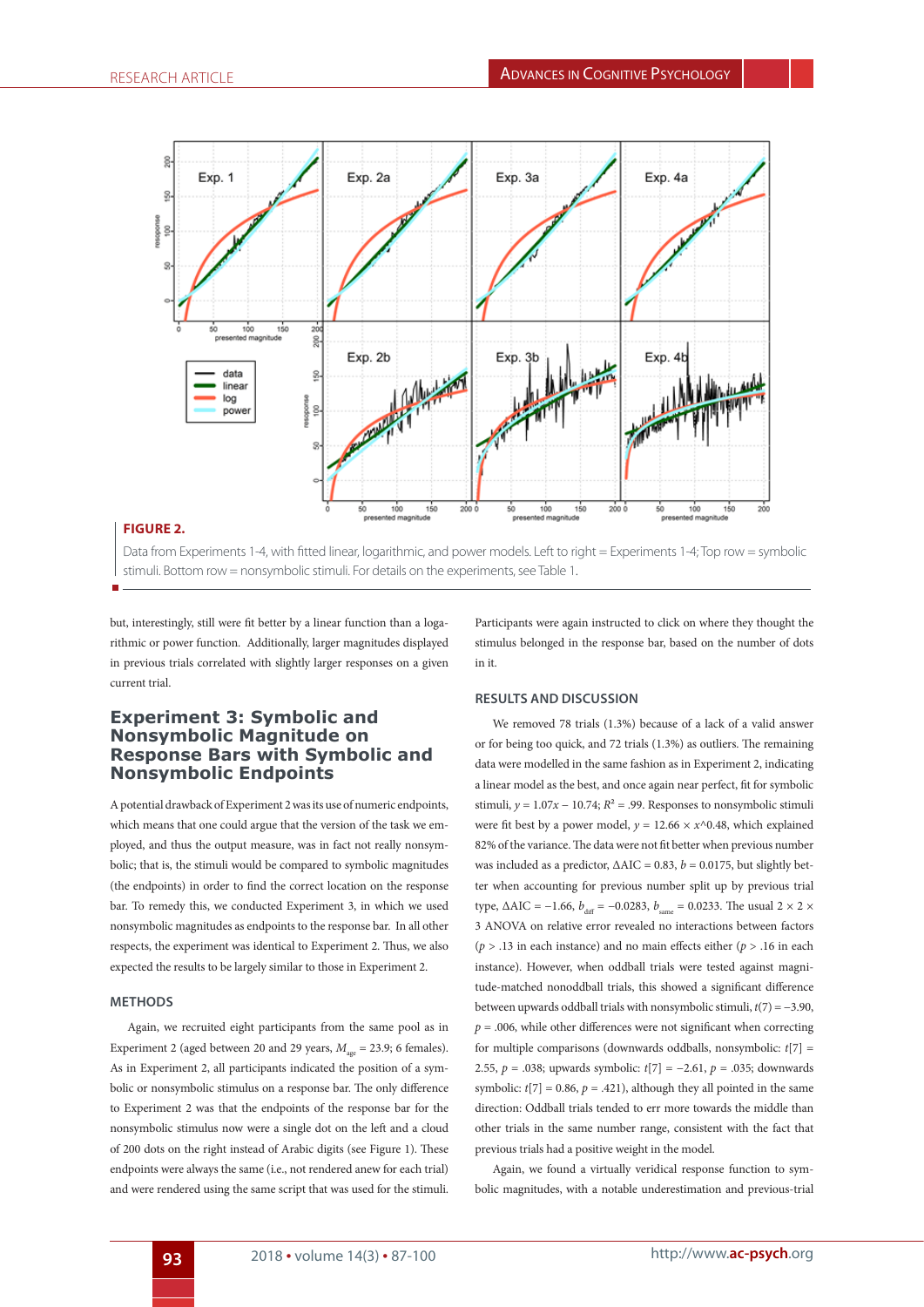**FIGURE 2.**

Data from Experiments 1-4, with fitted linear, logarithmic, and power models. Left to right = Experiments 1-4; Top row = symbolic stimuli. Bottom row = nonsymbolic stimuli. For details on the experiments, see Table 1.

but, interestingly, still were fit better by a linear function than a logarithmic or power function. Additionally, larger magnitudes displayed in previous trials correlated with slightly larger responses on a given current trial.

## Experiment 3: Symbolic and Nonsymbolic Magnitude on Response Bars with Symbolic and Nonsymbolic Endpoints

A potential drawback of Experiment 2 was its use of numeric endpoints, which means that one could argue that the version of the task we employed, and thus the output measure, was in fact not really nonsymbolic; that is, the stimuli would be compared to symbolic magnitudes (the endpoints) in order to find the correct location on the response bar. To remedy this, we conducted Experiment 3, in which we used nonsymbolic magnitudes as endpoints to the response bar. In all other respects, the experiment was identical to Experiment 2. Thus, we also expected the results to be largely similar to those in Experiment 2.

### METHODS

Again, we recruited eight participants from the same pool as in Experiment 2 (aged between 20 and 29 years, $M_{age}$ = 23.9; 6 females). As in Experiment 2, all participants indicated the position of a symbolic or nonsymbolic stimulus on a response bar. The only difference to Experiment 2 was that the endpoints of the response bar for the nonsymbolic stimulus now were a single dot on the left and a cloud of 200 dots on the right instead of Arabic digits (see Figure 1). These endpoints were always the same (i.e., not rendered anew for each trial) and were rendered using the same script that was used for the stimuli. Participants were again instructed to click on where they thought the stimulus belonged in the response bar, based on the number of dots in it.

### RESULTS AND DISCUSSION

We removed 78 trials (1.3%) because of a lack of a valid answer or for being too quick, and 72 trials (1.3%) as outliers. The remaining data were modelled in the same fashion as in Experiment 2, indicating a linear model as the best, and once again near perfect, fit for symbolic stimuli, $y = 1.07x - 10.74$; $R^2 = .99$. Responses to nonsymbolic stimuli were fit best by a power model, $y = 12.66 \times x$^0.48, which explained 82% of the variance. The data were not fit better when previous number was included as a predictor, $\Delta AIC = 0.83$, $b = 0.0175$, but slightly better when accounting for previous number split up by previous trial type, $\Delta AIC = -1.66$, $b_{diff} = -0.0283$, $b_{same} = 0.0233$. The usual 2 × 2 × 3 ANOVA on relative error revealed no interactions between factors ($p > .13$ in each instance) and no main effects either ($p > .16$ in each instance). However, when oddball trials were tested against magnitude-matched nonoddball trials, this showed a significant difference between upwards oddball trials with nonsymbolic stimuli, $t(7) = -3.90$, $p = .006$, while other differences were not significant when correcting for multiple comparisons (downwards oddballs, nonsymbolic: $t[7] = 2.55$, $p = .038$; upwards symbolic: $t[7] = -2.61$, $p = .035$; downwards symbolic: $t[7] = 0.86$, $p = .421$), although they all pointed in the same direction: Oddball trials tended to err more towards the middle than other trials in the same number range, consistent with the fact that previous trials had a positive weight in the model.

Again, we found a virtually veridical response function to symbolic magnitudes, with a notable underestimation and previous-trial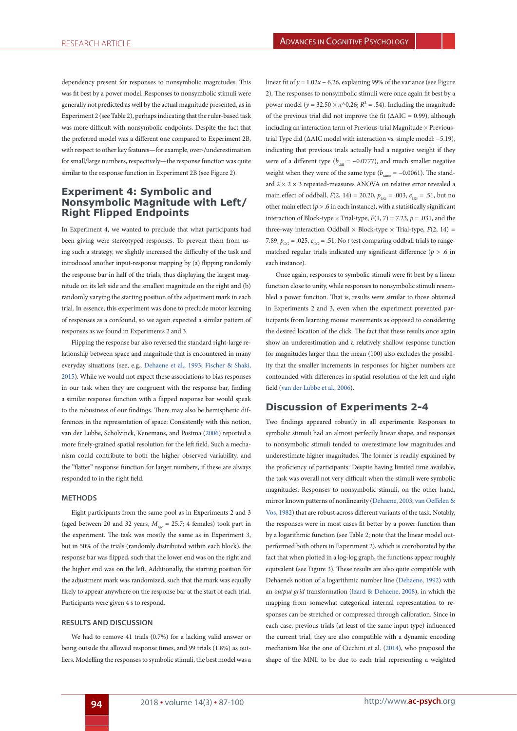dependency present for responses to nonsymbolic magnitudes. This was fit best by a power model. Responses to nonsymbolic stimuli were generally not predicted as well by the actual magnitude presented, as in Experiment 2 (see Table 2), perhaps indicating that the ruler-based task was more difficult with nonsymbolic endpoints. Despite the fact that the preferred model was a different one compared to Experiment 2B, with respect to other key features—for example, over-/underestimation for small/large numbers, respectively—the response function was quite similar to the response function in Experiment 2B (see Figure 2).

## Experiment 4: Symbolic and Nonsymbolic Magnitude with Left/ Right Flipped Endpoints

In Experiment 4, we wanted to preclude that what participants had been giving were stereotyped responses. To prevent them from using such a strategy, we slightly increased the difficulty of the task and introduced another input-response mapping by (a) flipping randomly the response bar in half of the trials, thus displaying the largest magnitude on its left side and the smallest magnitude on the right and (b) randomly varying the starting position of the adjustment mark in each trial. In essence, this experiment was done to preclude motor learning of responses as a confound, so we again expected a similar pattern of responses as we found in Experiments 2 and 3.

Flipping the response bar also reversed the standard right-large relationship between space and magnitude that is encountered in many everyday situations (see, e.g., Dehaene et al., 1993; Fischer & Shaki, 2015). While we would not expect these associations to bias responses in our task when they are congruent with the response bar, finding a similar response function with a flipped response bar would speak to the robustness of our findings. There may also be hemispheric differences in the representation of space: Consistently with this notion, van der Lubbe, Schölvinck, Kenemans, and Postma (2006) reported a more finely-grained spatial resolution for the left field. Such a mechanism could contribute to both the higher observed variability, and the "flatter" response function for larger numbers, if these are always responded to in the right field.

### METHODS

Eight participants from the same pool as in Experiments 2 and 3 (aged between 20 and 32 years, $M_{age}$ = 25.7; 4 females) took part in the experiment. The task was mostly the same as in Experiment 3, but in 50% of the trials (randomly distributed within each block), the response bar was flipped, such that the lower end was on the right and the higher end was on the left. Additionally, the starting position for the adjustment mark was randomized, such that the mark was equally likely to appear anywhere on the response bar at the start of each trial. Participants were given 4 s to respond.

### RESULTS AND DISCUSSION

We had to remove 41 trials (0.7%) for a lacking valid answer or being outside the allowed response times, and 99 trials (1.8%) as outliers. Modelling the responses to symbolic stimuli, the best model was a linear fit of $y = 1.02x - 6.26$, explaining 99% of the variance (see Figure 2). The responses to nonsymbolic stimuli were once again fit best by a power model ($y = 32.50 \times x$^0.26; $R^2$ = .54). Including the magnitude of the previous trial did not improve the fit (ΔAIC = 0.99), although including an interaction term of Previous-trial Magnitude × Previous-trial Type did (ΔAIC model with interaction vs. simple model: −5.19), indicating that previous trials actually had a negative weight if they were of a different type ($b_{diff}$ = −0.0777), and much smaller negative weight when they were of the same type ($b_{same}$ = −0.0061). The standard 2 × 2 × 3 repeated-measures ANOVA on relative error revealed a main effect of oddball, $F(2, 14) = 20.20$, $p_{GG}$ = .003, $e_{GG}$ = .51, but no other main effect ($p > .6$ in each instance), with a statistically significant interaction of Block-type × Trial-type, $F(1, 7) = 7.23$, $p = .031$, and the three-way interaction Oddball × Block-type × Trial-type, $F(2, 14) = 7.89$, $p_{GG}$ = .025, $e_{GG}$ = .51. No *t* test comparing oddball trials to range-matched regular trials indicated any significant difference ($p > .6$ in each instance).

Once again, responses to symbolic stimuli were fit best by a linear function close to unity, while responses to nonsymbolic stimuli resembled a power function. That is, results were similar to those obtained in Experiments 2 and 3, even when the experiment prevented participants from learning mouse movements as opposed to considering the desired location of the click. The fact that these results once again show an underestimation and a relatively shallow response function for magnitudes larger than the mean (100) also excludes the possibility that the smaller increments in responses for higher numbers are confounded with differences in spatial resolution of the left and right field (van der Lubbe et al., 2006).

## Discussion of Experiments 2-4

Two findings appeared robustly in all experiments: Responses to symbolic stimuli had an almost perfectly linear shape, and responses to nonsymbolic stimuli tended to overestimate low magnitudes and underestimate higher magnitudes. The former is readily explained by the proficiency of participants: Despite having limited time available, the task was overall not very difficult when the stimuli were symbolic magnitudes. Responses to nonsymbolic stimuli, on the other hand, mirror known patterns of nonlinearity (Dehaene, 2003; van Oeffelen & Vos, 1982) that are robust across different variants of the task. Notably, the responses were in most cases fit better by a power function than by a logarithmic function (see Table 2; note that the linear model outperformed both others in Experiment 2), which is corroborated by the fact that when plotted in a log-log graph, the functions appear roughly equivalent (see Figure 3). These results are also quite compatible with Dehaene's notion of a logarithmic number line (Dehaene, 1992) with an *output grid* transformation (Izard & Dehaene, 2008), in which the mapping from somewhat categorical internal representation to responses can be stretched or compressed through calibration. Since in each case, previous trials (at least of the same input type) influenced the current trial, they are also compatible with a dynamic encoding mechanism like the one of Cicchini et al. (2014), who proposed the shape of the MNL to be due to each trial representing a weighted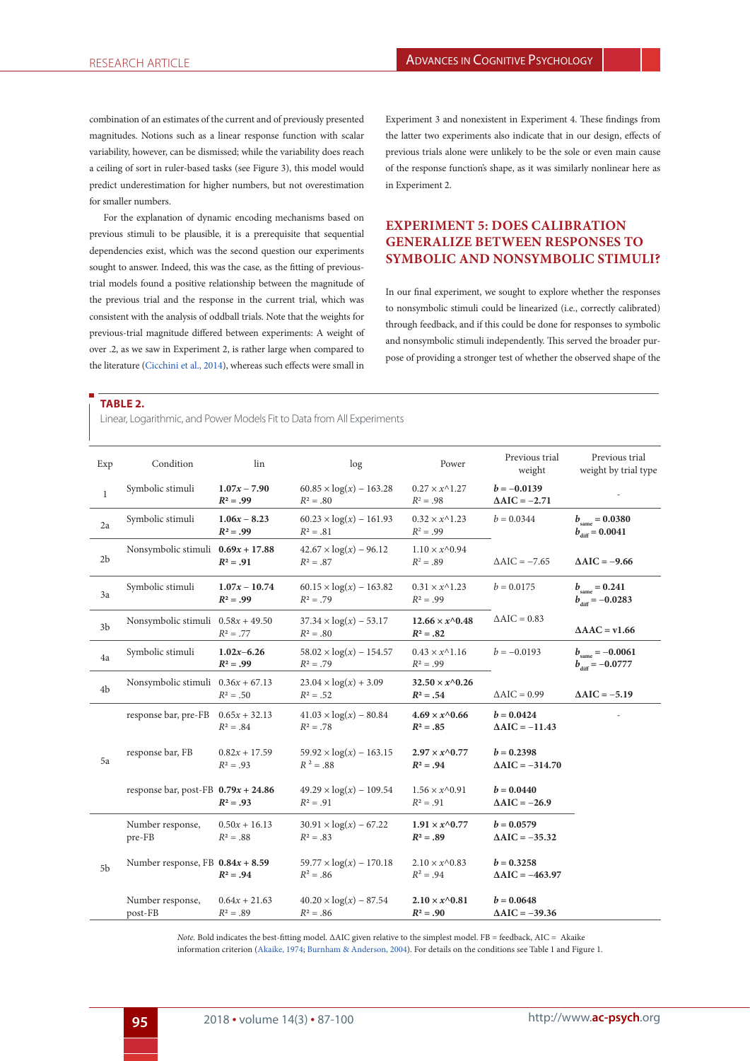combination of an estimates of the current and of previously presented magnitudes. Notions such as a linear response function with scalar variability, however, can be dismissed; while the variability does reach a ceiling of sort in ruler-based tasks (see Figure 3), this model would predict underestimation for higher numbers, but not overestimation for smaller numbers.

For the explanation of dynamic encoding mechanisms based on previous stimuli to be plausible, it is a prerequisite that sequential dependencies exist, which was the second question our experiments sought to answer. Indeed, this was the case, as the fitting of previous-trial models found a positive relationship between the magnitude of the previous trial and the response in the current trial, which was consistent with the analysis of oddball trials. Note that the weights for previous-trial magnitude differed between experiments: A weight of over .2, as we saw in Experiment 2, is rather large when compared to the literature (Cicchini et al., 2014), whereas such effects were small in Experiment 3 and nonexistent in Experiment 4. These findings from the latter two experiments also indicate that in our design, effects of previous trials alone were unlikely to be the sole or even main cause of the response function's shape, as it was similarly nonlinear here as in Experiment 2.

## EXPERIMENT 5: DOES CALIBRATION GENERALIZE BETWEEN RESPONSES TO SYMBOLIC AND NONSYMBOLIC STIMULI?

In our final experiment, we sought to explore whether the responses to nonsymbolic stimuli could be linearized (i.e., correctly calibrated) through feedback, and if this could be done for responses to symbolic and nonsymbolic stimuli independently. This served the broader purpose of providing a stronger test of whether the observed shape of the

**TABLE 2.**

Linear, Logarithmic, and Power Models Fit to Data from All Experiments

| Exp | Condition | lin | log | Power | Previous trial weight | Previous trial weight by trial type |
|---|---|---|---|---|---|---|
| 1 | Symbolic stimuli | **$1.07x - 7.90$** **$R^2 = .99$** | $60.85 \times \log(x) - 163.28$ $R^2 = .80$ | $0.27 \times x$^1.27 $R^2 = .98$ | **$b = -0.0139$** **$\Delta AIC = -2.71$** | - |
| 2a | Symbolic stimuli | **$1.06x - 8.23$** **$R^2 = .99$** | $60.23 \times \log(x) - 161.93$ $R^2 = .81$ | $0.32 \times x$^1.23 $R^2 = .99$ | $b = 0.0344$ | **$b_{same} = 0.0380$** **$b_{diff} = 0.0041$** |
| 2b | Nonsymbolic stimuli | **$0.69x + 17.88$** **$R^2 = .91$** | $42.67 \times \log(x) - 96.12$ $R^2 = .87$ | $1.10 \times x$^0.94 $R^2 = .89$ | $\Delta AIC = -7.65$ | **$\Delta AIC = -9.66$** |
| 3a | Symbolic stimuli | **$1.07x - 10.74$** **$R^2 = .99$** | $60.15 \times \log(x) - 163.82$ $R^2 = .79$ | $0.31 \times x$^1.23 $R^2 = .99$ | $b = 0.0175$ | **$b_{same} = 0.241$** **$b_{diff} = -0.0283$** |
| 3b | Nonsymbolic stimuli | $0.58x + 49.50$ $R^2 = .77$ | $37.34 \times \log(x) - 53.17$ $R^2 = .80$ | **$12.66 \times x$^0.48** **$R^2 = .82$** | $\Delta AIC = 0.83$ | **ΔAAC = v1.66** |
| 4a | Symbolic stimuli | **$1.02x - 6.26$** **$R^2 = .99$** | $58.02 \times \log(x) - 154.57$ $R^2 = .79$ | $0.43 \times x$^1.16 $R^2 = .99$ | $b = -0.0193$ | **$b_{same} = -0.0061$** **$b_{diff} = -0.0777$** |
| 4b | Nonsymbolic stimuli | $0.36x + 67.13$ $R^2 = .50$ | $23.04 \times \log(x) + 3.09$ $R^2 = .52$ | **$32.50 \times x$^0.26** **$R^2 = .54$** | $\Delta AIC = 0.99$ | **$\Delta AIC = -5.19$** |
| 5a | response bar, pre-FB | $0.65x + 32.13$ $R^2 = .84$ | $41.03 \times \log(x) - 80.84$ $R^2 = .78$ | **$4.69 \times x$^0.66** **$R^2 = .85$** | **$b = 0.0424$** **$\Delta AIC = -11.43$** | - |
| | response bar, FB | $0.82x + 17.59$ $R^2 = .93$ | $59.92 \times \log(x) - 163.15$ $R^2 = .88$ | **$2.97 \times x$^0.77** **$R^2 = .94$** | **$b = 0.2398$** **$\Delta AIC = -314.70$** | |
| | response bar, post-FB | **$0.79x + 24.86$** **$R^2 = .93$** | $49.29 \times \log(x) - 109.54$ $R^2 = .91$ | $1.56 \times x$^0.91 $R^2 = .91$ | **$b = 0.0440$** **$\Delta AIC = -26.9$** | |
| 5b | Number response, pre-FB | $0.50x + 16.13$ $R^2 = .88$ | $30.91 \times \log(x) - 67.22$ $R^2 = .83$ | **$1.91 \times x$^0.77** **$R^2 = .89$** | **$b = 0.0579$** **$\Delta AIC = -35.32$** | |
| | Number response, FB | **$0.84x + 8.59$** **$R^2 = .94$** | $59.77 \times \log(x) - 170.18$ $R^2 = .86$ | $2.10 \times x$^0.83 $R^2 = .94$ | **$b = 0.3258$** **$\Delta AIC = -463.97$** | |
| | Number response, post-FB | $0.64x + 21.63$ $R^2 = .89$ | $40.20 \times \log(x) - 87.54$ $R^2 = .86$ | **$2.10 \times x$^0.81** **$R^2 = .90$** | **$b = 0.0648$** **$\Delta AIC = -39.36$** | |

*Note.* Bold indicates the best-fitting model. ΔAIC given relative to the simplest model. FB = feedback, AIC = Akaike information criterion (Akaike, 1974; Burnham & Anderson, 2004). For details on the conditions see Table 1 and Figure 1.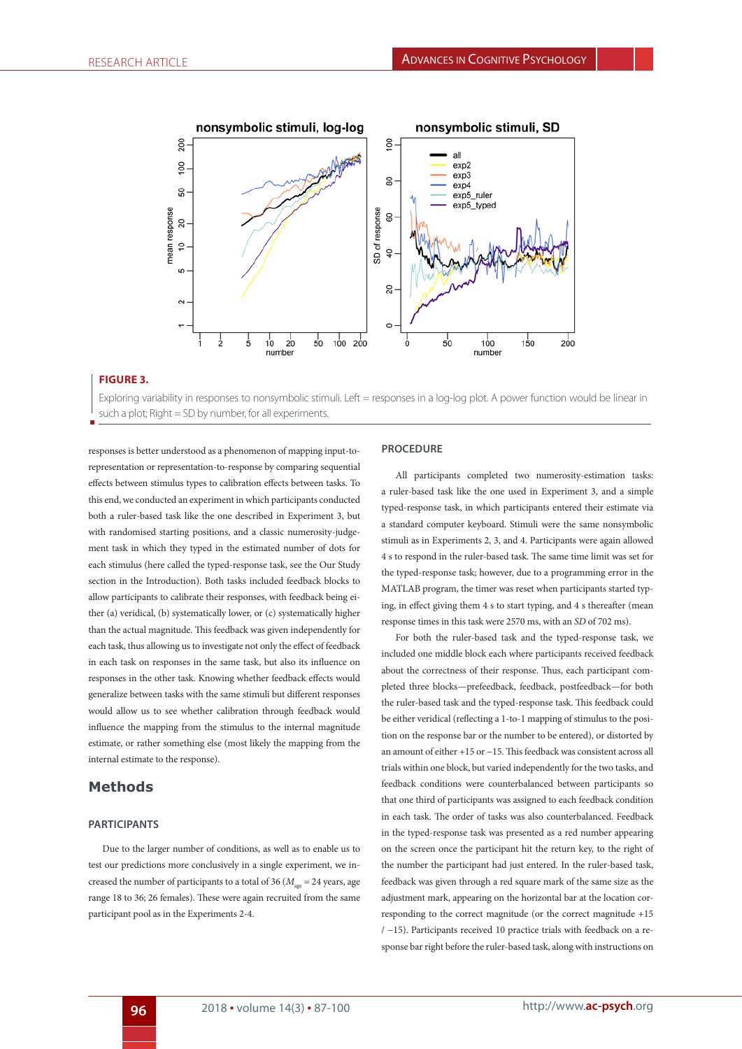**FIGURE 3.**

Exploring variability in responses to nonsymbolic stimuli. Left = responses in a log-log plot. A power function would be linear in such a plot; Right = SD by number, for all experiments.

responses is better understood as a phenomenon of mapping input-to-representation or representation-to-response by comparing sequential effects between stimulus types to calibration effects between tasks. To this end, we conducted an experiment in which participants conducted both a ruler-based task like the one described in Experiment 3, but with randomised starting positions, and a classic numerosity-judgement task in which they typed in the estimated number of dots for each stimulus (here called the typed-response task, see the Our Study section in the Introduction). Both tasks included feedback blocks to allow participants to calibrate their responses, with feedback being either (a) veridical, (b) systematically lower, or (c) systematically higher than the actual magnitude. This feedback was given independently for each task, thus allowing us to investigate not only the effect of feedback in each task on responses in the same task, but also its influence on responses in the other task. Knowing whether feedback effects would generalize between tasks with the same stimuli but different responses would allow us to see whether calibration through feedback would influence the mapping from the stimulus to the internal magnitude estimate, or rather something else (most likely the mapping from the internal estimate to the response).

## Methods

### PARTICIPANTS

Due to the larger number of conditions, as well as to enable us to test our predictions more conclusively in a single experiment, we increased the number of participants to a total of 36 ($M_{age}$ = 24 years, age range 18 to 36; 26 females). These were again recruited from the same participant pool as in the Experiments 2-4.

### PROCEDURE

All participants completed two numerosity-estimation tasks: a ruler-based task like the one used in Experiment 3, and a simple typed-response task, in which participants entered their estimate via a standard computer keyboard. Stimuli were the same nonsymbolic stimuli as in Experiments 2, 3, and 4. Participants were again allowed 4 s to respond in the ruler-based task. The same time limit was set for the typed-response task; however, due to a programming error in the MATLAB program, the timer was reset when participants started typing, in effect giving them 4 s to start typing, and 4 s thereafter (mean response times in this task were 2570 ms, with an *SD* of 702 ms).

For both the ruler-based task and the typed-response task, we included one middle block each where participants received feedback about the correctness of their response. Thus, each participant completed three blocks—prefeedback, feedback, postfeedback—for both the ruler-based task and the typed-response task. This feedback could be either veridical (reflecting a 1-to-1 mapping of stimulus to the position on the response bar or the number to be entered), or distorted by an amount of either +15 or −15. This feedback was consistent across all trials within one block, but varied independently for the two tasks, and feedback conditions were counterbalanced between participants so that one third of participants was assigned to each feedback condition in each task. The order of tasks was also counterbalanced. Feedback in the typed-response task was presented as a red number appearing on the screen once the participant hit the return key, to the right of the number the participant had just entered. In the ruler-based task, feedback was given through a red square mark of the same size as the adjustment mark, appearing on the horizontal bar at the location corresponding to the correct magnitude (or the correct magnitude +15 / −15). Participants received 10 practice trials with feedback on a response bar right before the ruler-based task, along with instructions on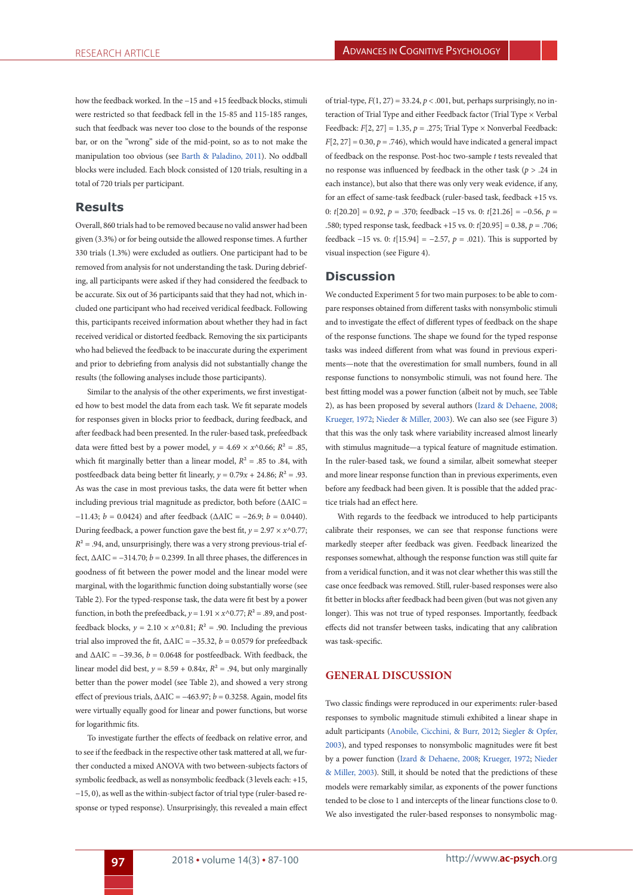how the feedback worked. In the −15 and +15 feedback blocks, stimuli were restricted so that feedback fell in the 15-85 and 115-185 ranges, such that feedback was never too close to the bounds of the response bar, or on the "wrong" side of the mid-point, so as to not make the manipulation too obvious (see Barth & Paladino, 2011). No oddball blocks were included. Each block consisted of 120 trials, resulting in a total of 720 trials per participant.

## Results

Overall, 860 trials had to be removed because no valid answer had been given (3.3%) or for being outside the allowed response times. A further 330 trials (1.3%) were excluded as outliers. One participant had to be removed from analysis for not understanding the task. During debriefing, all participants were asked if they had considered the feedback to be accurate. Six out of 36 participants said that they had not, which included one participant who had received veridical feedback. Following this, participants received information about whether they had in fact received veridical or distorted feedback. Removing the six participants who had believed the feedback to be inaccurate during the experiment and prior to debriefing from analysis did not substantially change the results (the following analyses include those participants).

Similar to the analysis of the other experiments, we first investigated how to best model the data from each task. We fit separate models for responses given in blocks prior to feedback, during feedback, and after feedback had been presented. In the ruler-based task, prefeedback data were fitted best by a power model, $y = 4.69 \times x^{0.66}$; $R^2 = .85$, which fit marginally better than a linear model, $R^2 = .85$ to .84, with postfeedback data being better fit linearly, $y = 0.79x + 24.86$; $R^2 = .93$. As was the case in most previous tasks, the data were fit better when including previous trial magnitude as predictor, both before ($\Delta AIC = -11.43$; $b = 0.0424$) and after feedback ($\Delta AIC = -26.9$; $b = 0.0440$). During feedback, a power function gave the best fit, $y = 2.97 \times x^{0.77}$; $R^2 = .94$, and, unsurprisingly, there was a very strong previous-trial effect, $\Delta AIC = -314.70$; $b = 0.2399$. In all three phases, the differences in goodness of fit between the power model and the linear model were marginal, with the logarithmic function doing substantially worse (see Table 2). For the typed-response task, the data were fit best by a power function, in both the prefeedback, $y = 1.91 \times x^{0.77}$; $R^2 = .89$, and postfeedback blocks, $y = 2.10 \times x^{0.81}$; $R^2 = .90$. Including the previous trial also improved the fit, $\Delta AIC = -35.32$, $b = 0.0579$ for prefeedback and $\Delta AIC = -39.36$, $b = 0.0648$ for postfeedback. With feedback, the linear model did best, $y = 8.59 + 0.84x$, $R^2 = .94$, but only marginally better than the power model (see Table 2), and showed a very strong effect of previous trials, $\Delta AIC = -463.97$; $b = 0.3258$. Again, model fits were virtually equally good for linear and power functions, but worse for logarithmic fits.

To investigate further the effects of feedback on relative error, and to see if the feedback in the respective other task mattered at all, we further conducted a mixed ANOVA with two between-subjects factors of symbolic feedback, as well as nonsymbolic feedback (3 levels each: +15, −15, 0), as well as the within-subject factor of trial type (ruler-based response or typed response). Unsurprisingly, this revealed a main effect of trial-type, $F(1, 27) = 33.24$, $p < .001$, but, perhaps surprisingly, no interaction of Trial Type and either Feedback factor (Trial Type × Verbal Feedback: $F[2, 27] = 1.35$, $p = .275$; Trial Type × Nonverbal Feedback: $F[2, 27] = 0.30$, $p = .746$), which would have indicated a general impact of feedback on the response. Post-hoc two-sample $t$ tests revealed that no response was influenced by feedback in the other task ($p > .24$ in each instance), but also that there was only very weak evidence, if any, for an effect of same-task feedback (ruler-based task, feedback +15 vs. 0: $t[20.20] = 0.92$, $p = .370$; feedback −15 vs. 0: $t[21.26] = -0.56$, $p = .580$; typed response task, feedback +15 vs. 0: $t[20.95] = 0.38$, $p = .706$; feedback −15 vs. 0: $t[15.94] = -2.57$, $p = .021$). This is supported by visual inspection (see Figure 4).

## Discussion

We conducted Experiment 5 for two main purposes: to be able to compare responses obtained from different tasks with nonsymbolic stimuli and to investigate the effect of different types of feedback on the shape of the response functions. The shape we found for the typed response tasks was indeed different from what was found in previous experiments—note that the overestimation for small numbers, found in all response functions to nonsymbolic stimuli, was not found here. The best fitting model was a power function (albeit not by much, see Table 2), as has been proposed by several authors (Izard & Dehaene, 2008; Krueger, 1972; Nieder & Miller, 2003). We can also see (see Figure 3) that this was the only task where variability increased almost linearly with stimulus magnitude—a typical feature of magnitude estimation. In the ruler-based task, we found a similar, albeit somewhat steeper and more linear response function than in previous experiments, even before any feedback had been given. It is possible that the added practice trials had an effect here.

With regards to the feedback we introduced to help participants calibrate their responses, we can see that response functions were markedly steeper after feedback was given. Feedback linearized the responses somewhat, although the response function was still quite far from a veridical function, and it was not clear whether this was still the case once feedback was removed. Still, ruler-based responses were also fit better in blocks after feedback had been given (but was not given any longer). This was not true of typed responses. Importantly, feedback effects did not transfer between tasks, indicating that any calibration was task-specific.

# GENERAL DISCUSSION

Two classic findings were reproduced in our experiments: ruler-based responses to symbolic magnitude stimuli exhibited a linear shape in adult participants (Anobile, Cicchini, & Burr, 2012; Siegler & Opfer, 2003), and typed responses to nonsymbolic magnitudes were fit best by a power function (Izard & Dehaene, 2008; Krueger, 1972; Nieder & Miller, 2003). Still, it should be noted that the predictions of these models were remarkably similar, as exponents of the power functions tended to be close to 1 and intercepts of the linear functions close to 0. We also investigated the ruler-based responses to nonsymbolic mag-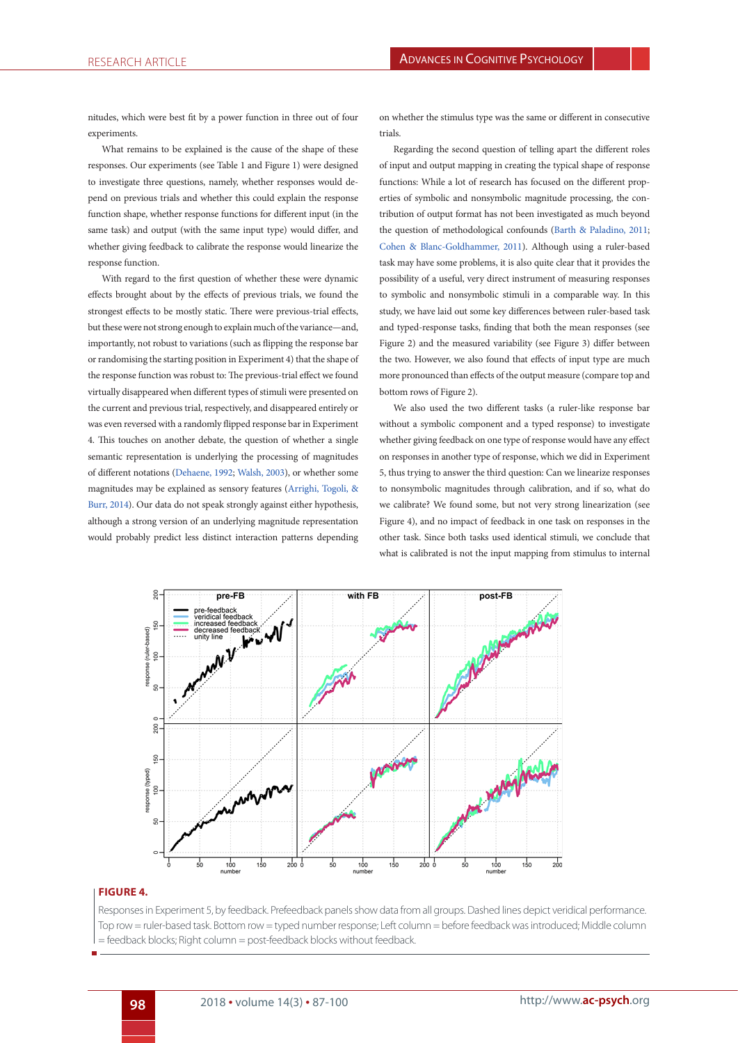nitudes, which were best fit by a power function in three out of four experiments.

What remains to be explained is the cause of the shape of these responses. Our experiments (see Table 1 and Figure 1) were designed to investigate three questions, namely, whether responses would depend on previous trials and whether this could explain the response function shape, whether response functions for different input (in the same task) and output (with the same input type) would differ, and whether giving feedback to calibrate the response would linearize the response function.

With regard to the first question of whether these were dynamic effects brought about by the effects of previous trials, we found the strongest effects to be mostly static. There were previous-trial effects, but these were not strong enough to explain much of the variance—and, importantly, not robust to variations (such as flipping the response bar or randomising the starting position in Experiment 4) that the shape of the response function was robust to: The previous-trial effect we found virtually disappeared when different types of stimuli were presented on the current and previous trial, respectively, and disappeared entirely or was even reversed with a randomly flipped response bar in Experiment 4. This touches on another debate, the question of whether a single semantic representation is underlying the processing of magnitudes of different notations (Dehaene, 1992; Walsh, 2003), or whether some magnitudes may be explained as sensory features (Arrighi, Togoli, & Burr, 2014). Our data do not speak strongly against either hypothesis, although a strong version of an underlying magnitude representation would probably predict less distinct interaction patterns depending on whether the stimulus type was the same or different in consecutive trials.

Regarding the second question of telling apart the different roles of input and output mapping in creating the typical shape of response functions: While a lot of research has focused on the different properties of symbolic and nonsymbolic magnitude processing, the contribution of output format has not been investigated as much beyond the question of methodological confounds (Barth & Paladino, 2011; Cohen & Blanc-Goldhammer, 2011). Although using a ruler-based task may have some problems, it is also quite clear that it provides the possibility of a useful, very direct instrument of measuring responses to symbolic and nonsymbolic stimuli in a comparable way. In this study, we have laid out some key differences between ruler-based task and typed-response tasks, finding that both the mean responses (see Figure 2) and the measured variability (see Figure 3) differ between the two. However, we also found that effects of input type are much more pronounced than effects of the output measure (compare top and bottom rows of Figure 2).

We also used the two different tasks (a ruler-like response bar without a symbolic component and a typed response) to investigate whether giving feedback on one type of response would have any effect on responses in another type of response, which we did in Experiment 5, thus trying to answer the third question: Can we linearize responses to nonsymbolic magnitudes through calibration, and if so, what do we calibrate? We found some, but not very strong linearization (see Figure 4), and no impact of feedback in one task on responses in the other task. Since both tasks used identical stimuli, we conclude that what is calibrated is not the input mapping from stimulus to internal

**FIGURE 4.**

Responses in Experiment 5, by feedback. Prefeedback panels show data from all groups. Dashed lines depict veridical performance. Top row = ruler-based task. Bottom row = typed number response; Left column = before feedback was introduced; Middle column = feedback blocks; Right column = post-feedback blocks without feedback.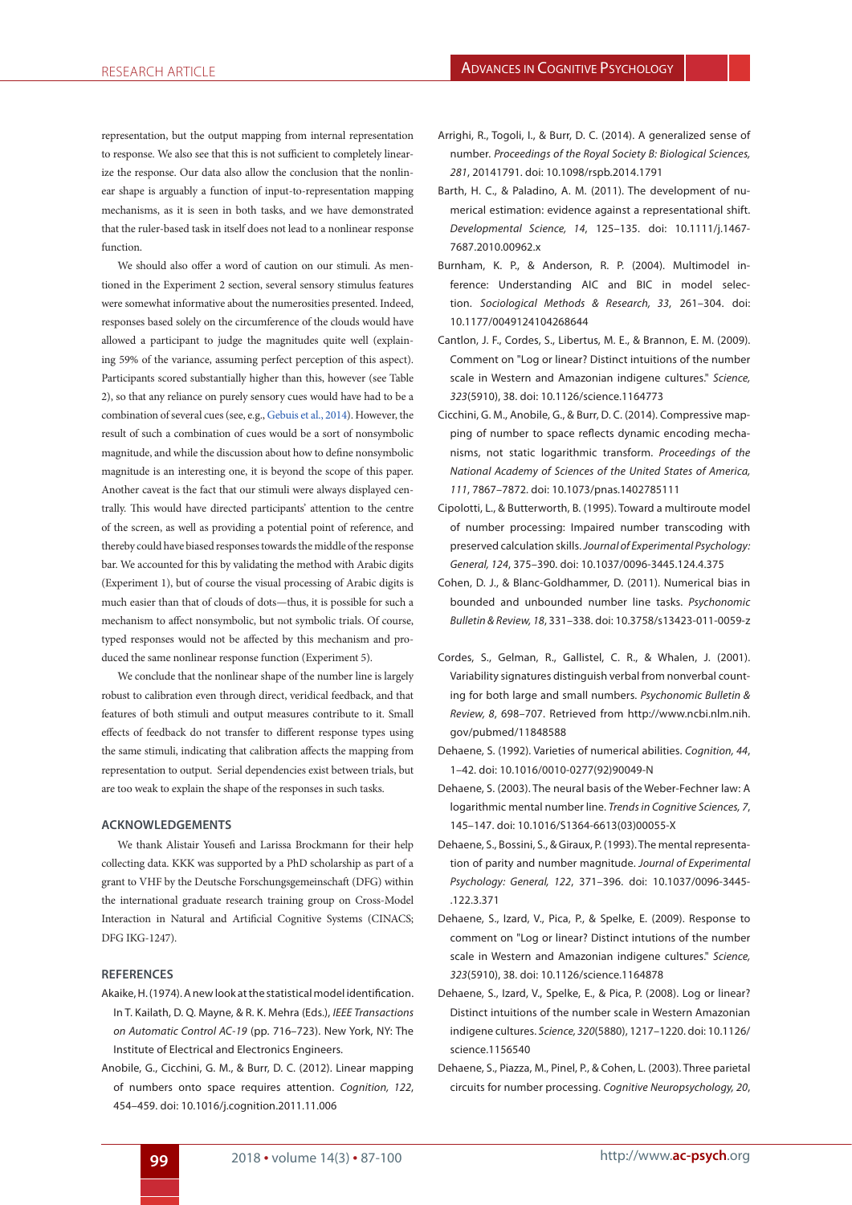representation, but the output mapping from internal representation to response. We also see that this is not sufficient to completely linearize the response. Our data also allow the conclusion that the nonlinear shape is arguably a function of input-to-representation mapping mechanisms, as it is seen in both tasks, and we have demonstrated that the ruler-based task in itself does not lead to a nonlinear response function.

We should also offer a word of caution on our stimuli. As mentioned in the Experiment 2 section, several sensory stimulus features were somewhat informative about the numerosities presented. Indeed, responses based solely on the circumference of the clouds would have allowed a participant to judge the magnitudes quite well (explaining 59% of the variance, assuming perfect perception of this aspect). Participants scored substantially higher than this, however (see Table 2), so that any reliance on purely sensory cues would have had to be a combination of several cues (see, e.g., Gebuis et al., 2014). However, the result of such a combination of cues would be a sort of nonsymbolic magnitude, and while the discussion about how to define nonsymbolic magnitude is an interesting one, it is beyond the scope of this paper. Another caveat is the fact that our stimuli were always displayed centrally. This would have directed participants' attention to the centre of the screen, as well as providing a potential point of reference, and thereby could have biased responses towards the middle of the response bar. We accounted for this by validating the method with Arabic digits (Experiment 1), but of course the visual processing of Arabic digits is much easier than that of clouds of dots—thus, it is possible for such a mechanism to affect nonsymbolic, but not symbolic trials. Of course, typed responses would not be affected by this mechanism and produced the same nonlinear response function (Experiment 5).

We conclude that the nonlinear shape of the number line is largely robust to calibration even through direct, veridical feedback, and that features of both stimuli and output measures contribute to it. Small effects of feedback do not transfer to different response types using the same stimuli, indicating that calibration affects the mapping from representation to output. Serial dependencies exist between trials, but are too weak to explain the shape of the responses in such tasks.

## ACKNOWLEDGEMENTS

We thank Alistair Yousefi and Larissa Brockmann for their help collecting data. KKK was supported by a PhD scholarship as part of a grant to VHF by the Deutsche Forschungsgemeinschaft (DFG) within the international graduate research training group on Cross-Model Interaction in Natural and Artificial Cognitive Systems (CINACS; DFG IKG-1247).

## REFERENCES

Akaike, H. (1974). A new look at the statistical model identification. In T. Kailath, D. Q. Mayne, & R. K. Mehra (Eds.), *IEEE Transactions on Automatic Control AC-19* (pp. 716–723). New York, NY: The Institute of Electrical and Electronics Engineers.

Anobile, G., Cicchini, G. M., & Burr, D. C. (2012). Linear mapping of numbers onto space requires attention. *Cognition, 122*, 454–459. doi: 10.1016/j.cognition.2011.11.006

Arrighi, R., Togoli, I., & Burr, D. C. (2014). A generalized sense of number. *Proceedings of the Royal Society B: Biological Sciences, 281*, 20141791. doi: 10.1098/rspb.2014.1791

Barth, H. C., & Paladino, A. M. (2011). The development of numerical estimation: evidence against a representational shift. *Developmental Science, 14*, 125–135. doi: 10.1111/j.1467-7687.2010.00962.x

Burnham, K. P., & Anderson, R. P. (2004). Multimodel inference: Understanding AIC and BIC in model selection. *Sociological Methods & Research, 33*, 261–304. doi: 10.1177/0049124104268644

Cantlon, J. F., Cordes, S., Libertus, M. E., & Brannon, E. M. (2009). Comment on "Log or linear? Distinct intuitions of the number scale in Western and Amazonian indigene cultures." *Science, 323*(5910), 38. doi: 10.1126/science.1164773

Cicchini, G. M., Anobile, G., & Burr, D. C. (2014). Compressive mapping of number to space reflects dynamic encoding mechanisms, not static logarithmic transform. *Proceedings of the National Academy of Sciences of the United States of America, 111*, 7867–7872. doi: 10.1073/pnas.1402785111

Cipolotti, L., & Butterworth, B. (1995). Toward a multiroute model of number processing: Impaired number transcoding with preserved calculation skills. *Journal of Experimental Psychology: General, 124*, 375–390. doi: 10.1037/0096-3445.124.4.375

Cohen, D. J., & Blanc-Goldhammer, D. (2011). Numerical bias in bounded and unbounded number line tasks. *Psychonomic Bulletin & Review, 18*, 331–338. doi: 10.3758/s13423-011-0059-z

Cordes, S., Gelman, R., Gallistel, C. R., & Whalen, J. (2001). Variability signatures distinguish verbal from nonverbal counting for both large and small numbers. *Psychonomic Bulletin & Review, 8*, 698–707. Retrieved from http://www.ncbi.nlm.nih.gov/pubmed/11848588

Dehaene, S. (1992). Varieties of numerical abilities. *Cognition, 44*, 1–42. doi: 10.1016/0010-0277(92)90049-N

Dehaene, S. (2003). The neural basis of the Weber-Fechner law: A logarithmic mental number line. *Trends in Cognitive Sciences, 7*, 145–147. doi: 10.1016/S1364-6613(03)00055-X

Dehaene, S., Bossini, S., & Giraux, P. (1993). The mental representation of parity and number magnitude. *Journal of Experimental Psychology: General, 122*, 371–396. doi: 10.1037/0096-3445-.122.3.371

Dehaene, S., Izard, V., Pica, P., & Spelke, E. (2009). Response to comment on "Log or linear? Distinct intutions of the number scale in Western and Amazonian indigene cultures." *Science, 323*(5910), 38. doi: 10.1126/science.1164878

Dehaene, S., Izard, V., Spelke, E., & Pica, P. (2008). Log or linear? Distinct intuitions of the number scale in Western Amazonian indigene cultures. *Science, 320*(5880), 1217–1220. doi: 10.1126/science.1156540

Dehaene, S., Piazza, M., Pinel, P., & Cohen, L. (2003). Three parietal circuits for number processing. *Cognitive Neuropsychology, 20*,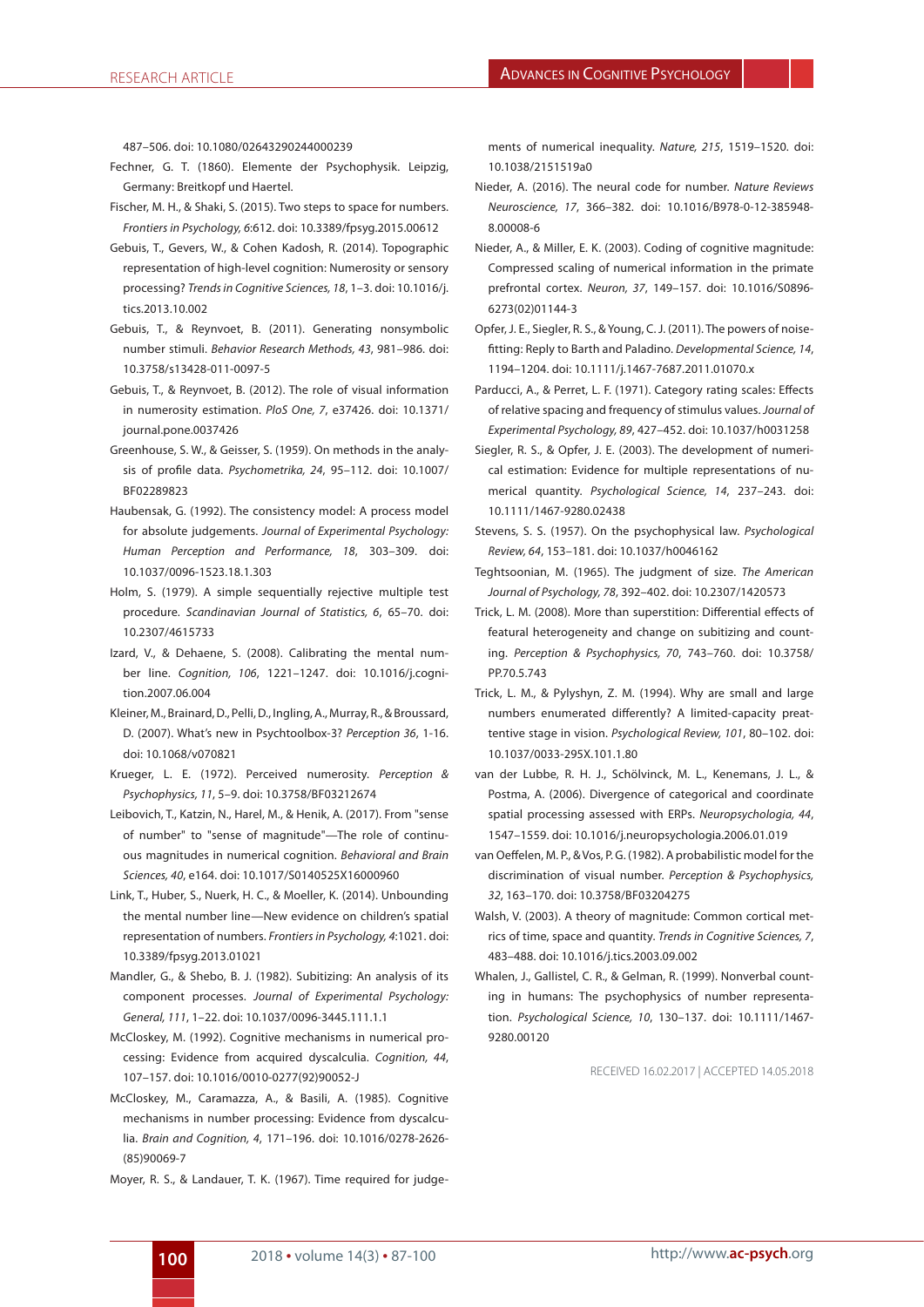487–506. doi: 10.1080/02643290244000239

Fechner, G. T. (1860). Elemente der Psychophysik. Leipzig, Germany: Breitkopf und Haertel.

Fischer, M. H., & Shaki, S. (2015). Two steps to space for numbers. *Frontiers in Psychology, 6*:612. doi: 10.3389/fpsyg.2015.00612

Gebuis, T., Gevers, W., & Cohen Kadosh, R. (2014). Topographic representation of high-level cognition: Numerosity or sensory processing? *Trends in Cognitive Sciences, 18*, 1–3. doi: 10.1016/j.tics.2013.10.002

Gebuis, T., & Reynvoet, B. (2011). Generating nonsymbolic number stimuli. *Behavior Research Methods, 43*, 981–986. doi: 10.3758/s13428-011-0097-5

Gebuis, T., & Reynvoet, B. (2012). The role of visual information in numerosity estimation. *PloS One, 7*, e37426. doi: 10.1371/journal.pone.0037426

Greenhouse, S. W., & Geisser, S. (1959). On methods in the analysis of profile data. *Psychometrika, 24*, 95–112. doi: 10.1007/BF02289823

Haubensak, G. (1992). The consistency model: A process model for absolute judgements. *Journal of Experimental Psychology: Human Perception and Performance, 18*, 303–309. doi: 10.1037/0096-1523.18.1.303

Holm, S. (1979). A simple sequentially rejective multiple test procedure. *Scandinavian Journal of Statistics, 6*, 65–70. doi: 10.2307/4615733

Izard, V., & Dehaene, S. (2008). Calibrating the mental number line. *Cognition, 106*, 1221–1247. doi: 10.1016/j.cognition.2007.06.004

Kleiner, M., Brainard, D., Pelli, D., Ingling, A., Murray, R., & Broussard, D. (2007). What's new in Psychtoolbox-3? *Perception 36*, 1-16. doi: 10.1068/v070821

Krueger, L. E. (1972). Perceived numerosity. *Perception & Psychophysics, 11*, 5–9. doi: 10.3758/BF03212674

Leibovich, T., Katzin, N., Harel, M., & Henik, A. (2017). From "sense of number" to "sense of magnitude"—The role of continuous magnitudes in numerical cognition. *Behavioral and Brain Sciences, 40*, e164. doi: 10.1017/S0140525X16000960

Link, T., Huber, S., Nuerk, H. C., & Moeller, K. (2014). Unbounding the mental number line—New evidence on children's spatial representation of numbers. *Frontiers in Psychology, 4*:1021. doi: 10.3389/fpsyg.2013.01021

Mandler, G., & Shebo, B. J. (1982). Subitizing: An analysis of its component processes. *Journal of Experimental Psychology: General, 111*, 1–22. doi: 10.1037/0096-3445.111.1.1

McCloskey, M. (1992). Cognitive mechanisms in numerical processing: Evidence from acquired dyscalculia. *Cognition, 44*, 107–157. doi: 10.1016/0010-0277(92)90052-J

McCloskey, M., Caramazza, A., & Basili, A. (1985). Cognitive mechanisms in number processing: Evidence from dyscalculia. *Brain and Cognition, 4*, 171–196. doi: 10.1016/0278-2626-(85)90069-7

Moyer, R. S., & Landauer, T. K. (1967). Time required for judgements of numerical inequality. *Nature, 215*, 1519–1520. doi: 10.1038/2151519a0

Nieder, A. (2016). The neural code for number. *Nature Reviews Neuroscience, 17*, 366–382. doi: 10.1016/B978-0-12-385948-8.00008-6

Nieder, A., & Miller, E. K. (2003). Coding of cognitive magnitude: Compressed scaling of numerical information in the primate prefrontal cortex. *Neuron, 37*, 149–157. doi: 10.1016/S0896-6273(02)01144-3

Opfer, J. E., Siegler, R. S., & Young, C. J. (2011). The powers of noise-fitting: Reply to Barth and Paladino. *Developmental Science, 14*, 1194–1204. doi: 10.1111/j.1467-7687.2011.01070.x

Parducci, A., & Perret, L. F. (1971). Category rating scales: Effects of relative spacing and frequency of stimulus values. *Journal of Experimental Psychology, 89*, 427–452. doi: 10.1037/h0031258

Siegler, R. S., & Opfer, J. E. (2003). The development of numerical estimation: Evidence for multiple representations of numerical quantity. *Psychological Science, 14*, 237–243. doi: 10.1111/1467-9280.02438

Stevens, S. S. (1957). On the psychophysical law. *Psychological Review, 64*, 153–181. doi: 10.1037/h0046162

Teghtsoonian, M. (1965). The judgment of size. *The American Journal of Psychology, 78*, 392–402. doi: 10.2307/1420573

Trick, L. M. (2008). More than superstition: Differential effects of featural heterogeneity and change on subitizing and counting. *Perception & Psychophysics, 70*, 743–760. doi: 10.3758/PP.70.5.743

Trick, L. M., & Pylyshyn, Z. M. (1994). Why are small and large numbers enumerated differently? A limited-capacity preattentive stage in vision. *Psychological Review, 101*, 80–102. doi: 10.1037/0033-295X.101.1.80

van der Lubbe, R. H. J., Schölvinck, M. L., Kenemans, J. L., & Postma, A. (2006). Divergence of categorical and coordinate spatial processing assessed with ERPs. *Neuropsychologia, 44*, 1547–1559. doi: 10.1016/j.neuropsychologia.2006.01.019

van Oeffelen, M. P., & Vos, P. G. (1982). A probabilistic model for the discrimination of visual number. *Perception & Psychophysics, 32*, 163–170. doi: 10.3758/BF03204275

Walsh, V. (2003). A theory of magnitude: Common cortical metrics of time, space and quantity. *Trends in Cognitive Sciences, 7*, 483–488. doi: 10.1016/j.tics.2003.09.002

Whalen, J., Gallistel, C. R., & Gelman, R. (1999). Nonverbal counting in humans: The psychophysics of number representation. *Psychological Science, 10*, 130–137. doi: 10.1111/1467-9280.00120

RECEIVED 16.02.2017 | ACCEPTED 14.05.2018